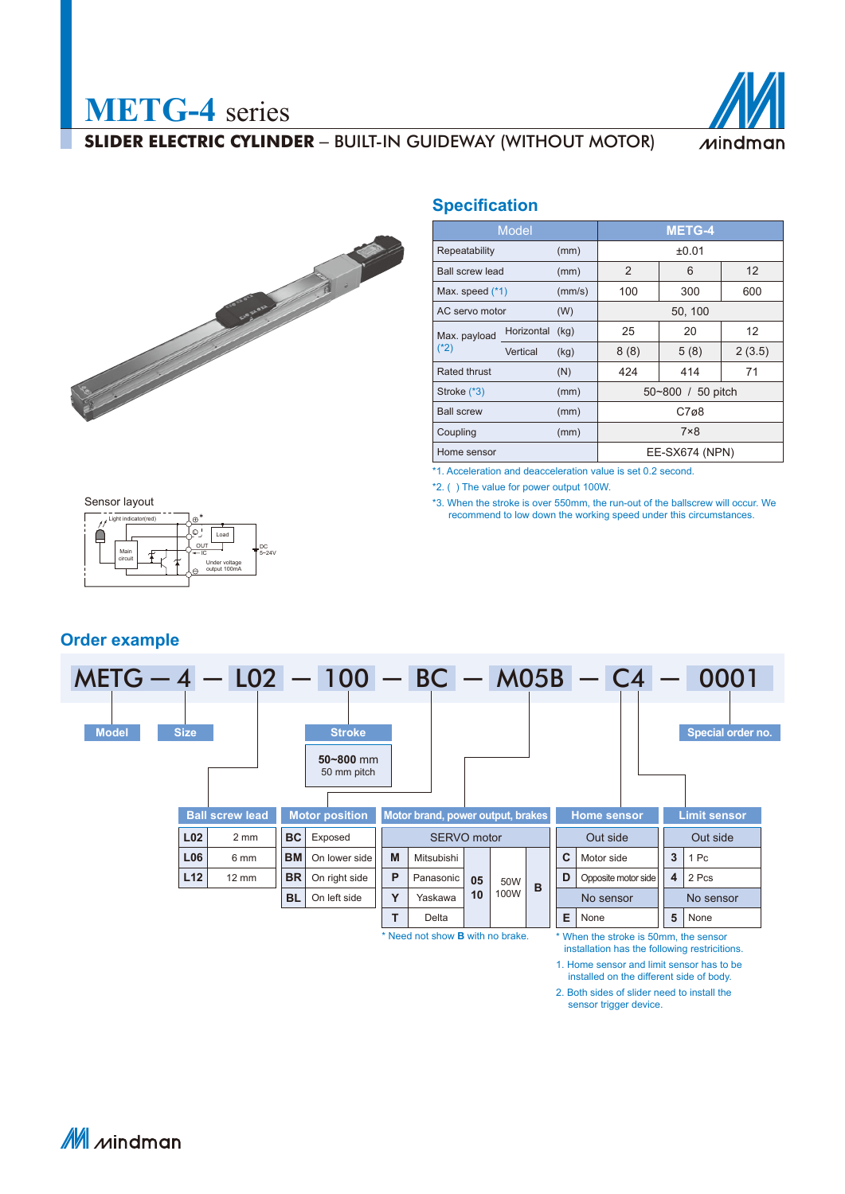# METG-4 series

**SLIDER ELECTRIC CYLINDER** – BUILT-IN GUIDEWAY (WITHOUT MOTOR)

## Specification

| Model | | | METG-4 | | |
|---|---|---|---|---|---|
| Repeatability | | (mm) | ±0.01 | | |
| Ball screw lead | | (mm) | 2 | 6 | 12 |
| Max. speed (*1) | | (mm/s) | 100 | 300 | 600 |
| AC servo motor | | (W) | 50, 100 | | |
| Max. payload (*2) | Horizontal | (kg) | 25 | 20 | 12 |
| | Vertical | (kg) | 8 (8) | 5 (8) | 2 (3.5) |
| Rated thrust | | (N) | 424 | 414 | 71 |
| Stroke (*3) | | (mm) | 50~800 / 50 pitch | | |
| Ball screw | | (mm) | C7ø8 | | |
| Coupling | | (mm) | 7×8 | | |
| Home sensor | | | EE-SX674 (NPN) | | |

*1. Acceleration and deacceleration value is set 0.2 second.

*2. ( ) The value for power output 100W.

*3. When the stroke is over 550mm, the run-out of the ballscrew will occur. We recommend to low down the working speed under this circumstances.

Sensor layout

Light indicator(red), Load, OUT, IC, Main circuit, DC 5~24V, Under voltage output 100mA

## Order example

**METG — 4 — L02 — 100 — BC — M05B — C4 — 0001**

- Model: METG
- Size: 4
- Stroke: **50~800** mm, 50 mm pitch
- Special order no.: 0001

**Ball screw lead**

| Code | Lead |
|---|---|
| L02 | 2 mm |
| L06 | 6 mm |
| L12 | 12 mm |

**Motor position**

| Code | Position |
|---|---|
| BC | Exposed |
| BM | On lower side |
| BR | On right side |
| BL | On left side |

**Motor brand, power output, brakes**

| SERVO motor | | | | |
|---|---|---|---|---|
| M | Mitsubishi | 05 | 50W | B |
| P | Panasonic | 10 | 100W | |
| Y | Yaskawa | | | |
| T | Delta | | | |

\* Need not show **B** with no brake.

**Home sensor**

| Out side | |
|---|---|
| C | Motor side |
| D | Opposite motor side |
| No sensor | |
| E | None |

**Limit sensor**

| Out side | |
|---|---|
| 3 | 1 Pc |
| 4 | 2 Pcs |
| No sensor | |
| 5 | None |

\* When the stroke is 50mm, the sensor installation has the following restrictions.

1. Home sensor and limit sensor has to be installed on the different side of body.
2. Both sides of slider need to install the sensor trigger device.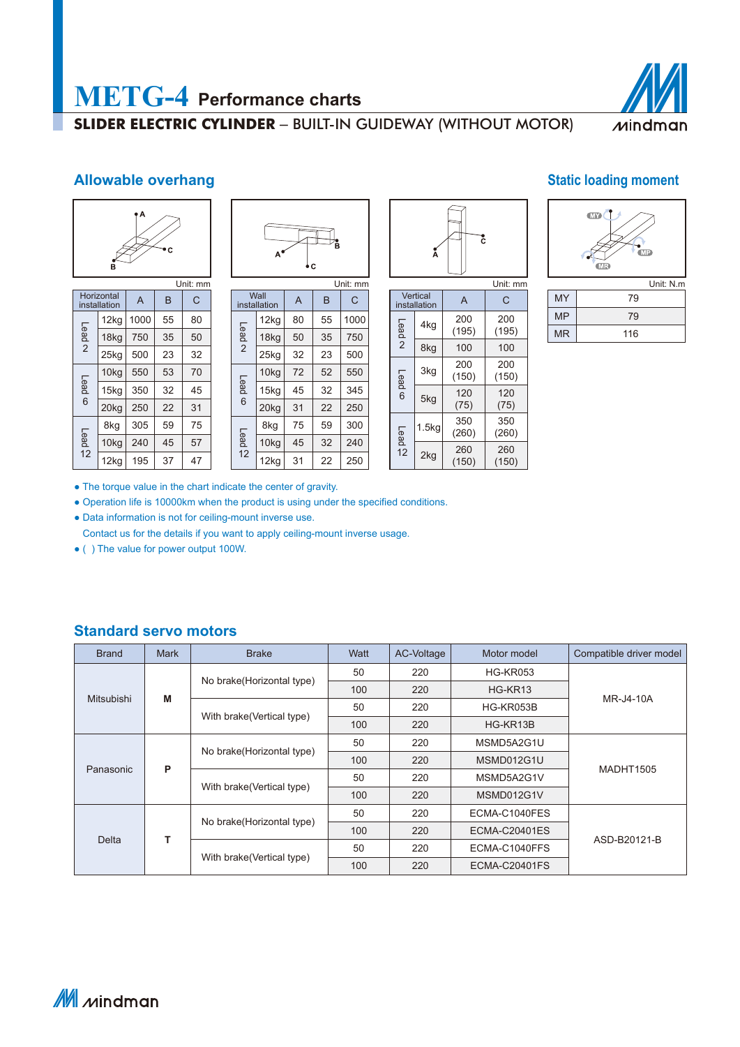# METG-4 Performance charts

**SLIDER ELECTRIC CYLINDER** – BUILT-IN GUIDEWAY (WITHOUT MOTOR)

## Allowable overhang

Unit: mm

| Horizontal installation | | A | B | C |
|---|---|---|---|---|
| Lead 2 | 12kg | 1000 | 55 | 80 |
| | 18kg | 750 | 35 | 50 |
| | 25kg | 500 | 23 | 32 |
| Lead 6 | 10kg | 550 | 53 | 70 |
| | 15kg | 350 | 32 | 45 |
| | 20kg | 250 | 22 | 31 |
| Lead 12 | 8kg | 305 | 59 | 75 |
| | 10kg | 240 | 45 | 57 |
| | 12kg | 195 | 37 | 47 |

Unit: mm

| Wall installation | | A | B | C |
|---|---|---|---|---|
| Lead 2 | 12kg | 80 | 55 | 1000 |
| | 18kg | 50 | 35 | 750 |
| | 25kg | 32 | 23 | 500 |
| Lead 6 | 10kg | 72 | 52 | 550 |
| | 15kg | 45 | 32 | 345 |
| | 20kg | 31 | 22 | 250 |
| Lead 12 | 8kg | 75 | 59 | 300 |
| | 10kg | 45 | 32 | 240 |
| | 12kg | 31 | 22 | 250 |

Unit: mm

| Vertical installation | | A | C |
|---|---|---|---|
| Lead 2 | 4kg | 200 (195) | 200 (195) |
| | 8kg | 100 | 100 |
| Lead 6 | 3kg | 200 (150) | 200 (150) |
| | 5kg | 120 (75) | 120 (75) |
| Lead 12 | 1.5kg | 350 (260) | 350 (260) |
| | 2kg | 260 (150) | 260 (150) |

## Static loading moment

Unit: N.m

| | |
|---|---|
| MY | 79 |
| MP | 79 |
| MR | 116 |

- The torque value in the chart indicate the center of gravity.
- Operation life is 10000km when the product is using under the specified conditions.
- Data information is not for ceiling-mount inverse use.
  Contact us for the details if you want to apply ceiling-mount inverse usage.
- ( ) The value for power output 100W.

## Standard servo motors

| Brand | Mark | Brake | Watt | AC-Voltage | Motor model | Compatible driver model |
|---|---|---|---|---|---|---|
| Mitsubishi | M | No brake(Horizontal type) | 50 | 220 | HG-KR053 | MR-J4-10A |
| | | | 100 | 220 | HG-KR13 | |
| | | With brake(Vertical type) | 50 | 220 | HG-KR053B | |
| | | | 100 | 220 | HG-KR13B | |
| Panasonic | P | No brake(Horizontal type) | 50 | 220 | MSMD5A2G1U | MADHT1505 |
| | | | 100 | 220 | MSMD012G1U | |
| | | With brake(Vertical type) | 50 | 220 | MSMD5A2G1V | |
| | | | 100 | 220 | MSMD012G1V | |
| Delta | T | No brake(Horizontal type) | 50 | 220 | ECMA-C1040FES | ASD-B20121-B |
| | | | 100 | 220 | ECMA-C20401ES | |
| | | With brake(Vertical type) | 50 | 220 | ECMA-C1040FFS | |
| | | | 100 | 220 | ECMA-C20401FS | |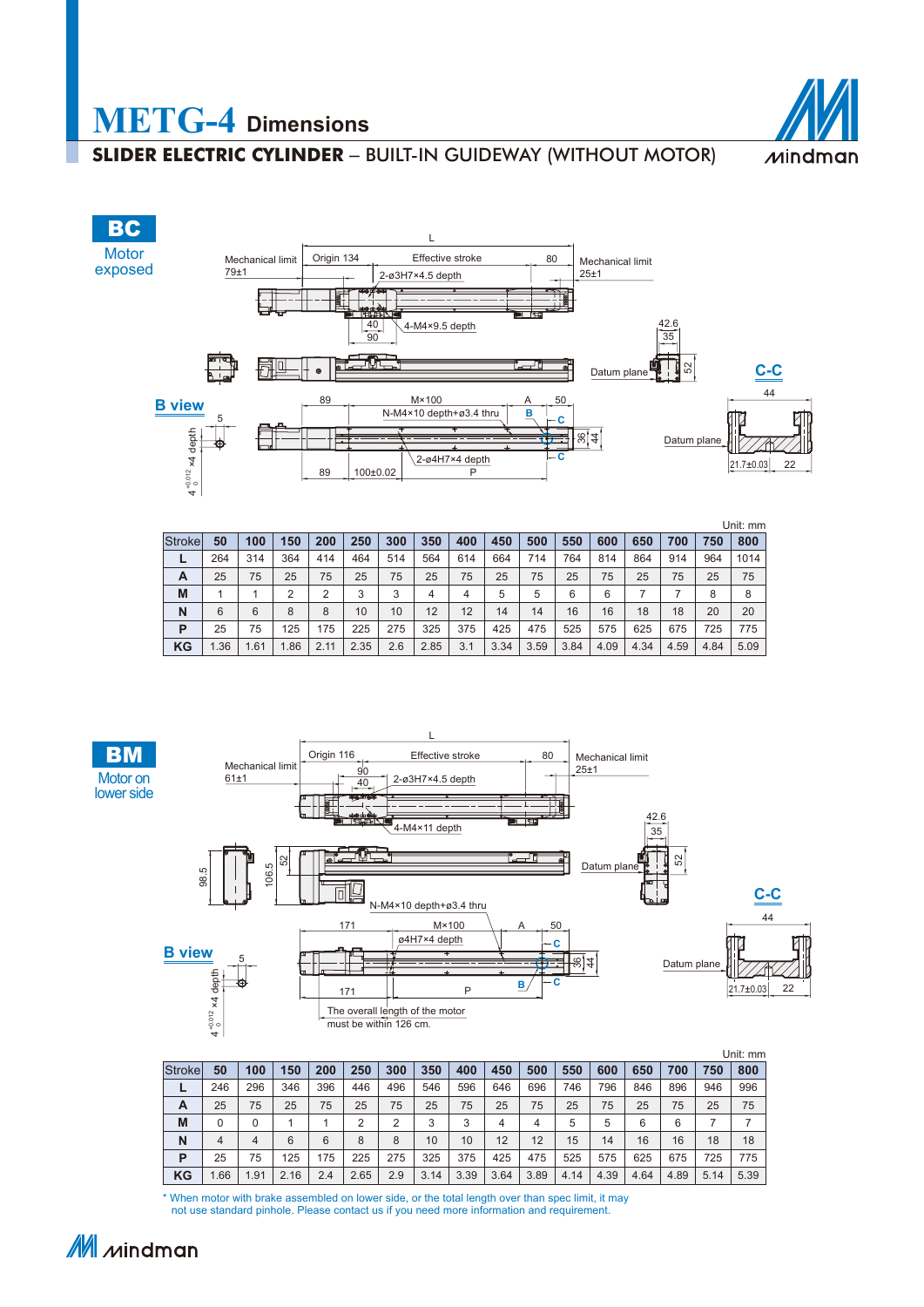# METG-4 Dimensions

## SLIDER ELECTRIC CYLINDER – BUILT-IN GUIDEWAY (WITHOUT MOTOR)

### BC
Motor exposed

Unit: mm

| Stroke | 50 | 100 | 150 | 200 | 250 | 300 | 350 | 400 | 450 | 500 | 550 | 600 | 650 | 700 | 750 | 800 |
|---|---|---|---|---|---|---|---|---|---|---|---|---|---|---|---|---|
| L | 264 | 314 | 364 | 414 | 464 | 514 | 564 | 614 | 664 | 714 | 764 | 814 | 864 | 914 | 964 | 1014 |
| A | 25 | 75 | 25 | 75 | 25 | 75 | 25 | 75 | 25 | 75 | 25 | 75 | 25 | 75 | 25 | 75 |
| M | 1 | 1 | 2 | 2 | 3 | 3 | 4 | 4 | 5 | 5 | 6 | 6 | 7 | 7 | 8 | 8 |
| N | 6 | 6 | 8 | 8 | 10 | 10 | 12 | 12 | 14 | 14 | 16 | 16 | 18 | 18 | 20 | 20 |
| P | 25 | 75 | 125 | 175 | 225 | 275 | 325 | 375 | 425 | 475 | 525 | 575 | 625 | 675 | 725 | 775 |
| KG | 1.36 | 1.61 | 1.86 | 2.11 | 2.35 | 2.6 | 2.85 | 3.1 | 3.34 | 3.59 | 3.84 | 4.09 | 4.34 | 4.59 | 4.84 | 5.09 |

### BM
Motor on lower side

The overall length of the motor must be within 126 cm.

Unit: mm

| Stroke | 50 | 100 | 150 | 200 | 250 | 300 | 350 | 400 | 450 | 500 | 550 | 600 | 650 | 700 | 750 | 800 |
|---|---|---|---|---|---|---|---|---|---|---|---|---|---|---|---|---|
| L | 246 | 296 | 346 | 396 | 446 | 496 | 546 | 596 | 646 | 696 | 746 | 796 | 846 | 896 | 946 | 996 |
| A | 25 | 75 | 25 | 75 | 25 | 75 | 25 | 75 | 25 | 75 | 25 | 75 | 25 | 75 | 25 | 75 |
| M | 0 | 0 | 1 | 1 | 2 | 2 | 3 | 3 | 4 | 4 | 5 | 5 | 6 | 6 | 7 | 7 |
| N | 4 | 4 | 6 | 6 | 8 | 8 | 10 | 10 | 12 | 12 | 15 | 14 | 16 | 16 | 18 | 18 |
| P | 25 | 75 | 125 | 175 | 225 | 275 | 325 | 375 | 425 | 475 | 525 | 575 | 625 | 675 | 725 | 775 |
| KG | 1.66 | 1.91 | 2.16 | 2.4 | 2.65 | 2.9 | 3.14 | 3.39 | 3.64 | 3.89 | 4.14 | 4.39 | 4.64 | 4.89 | 5.14 | 5.39 |

* When motor with brake assembled on lower side, or the total length over than spec limit, it may not use standard pinhole. Please contact us if you need more information and requirement.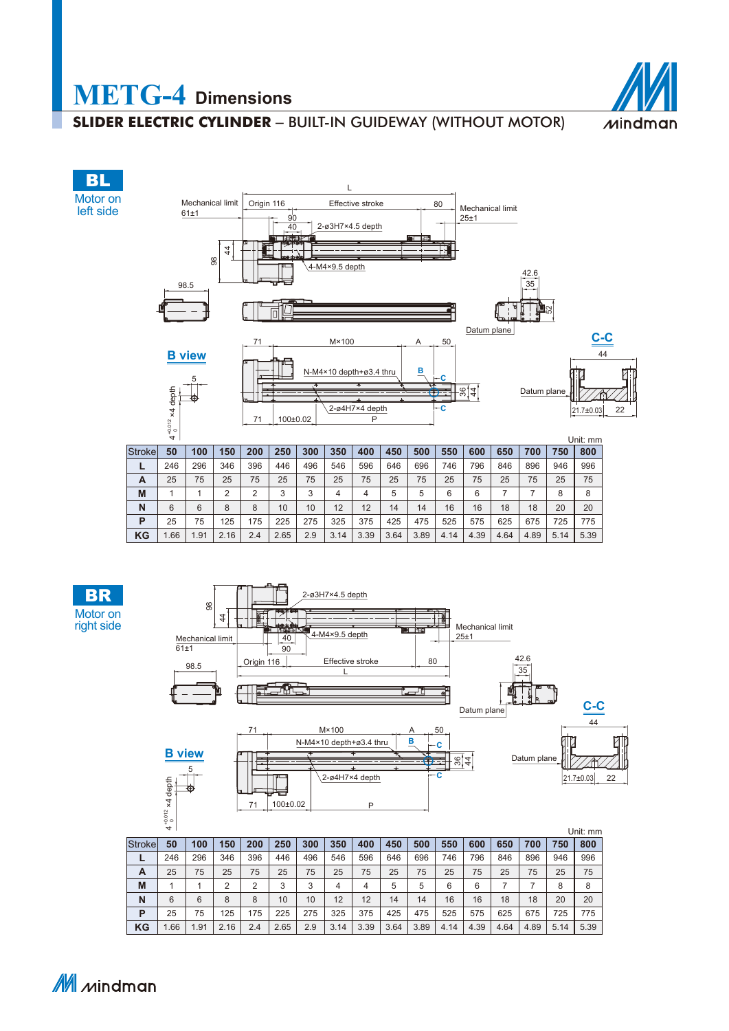# METG-4 Dimensions

**SLIDER ELECTRIC CYLINDER** – BUILT-IN GUIDEWAY (WITHOUT MOTOR)

## BL
Motor on left side

L
Mechanical limit 61±1
Origin 116
Effective stroke
80
Mechanical limit 25±1
90
40
2-ø3H7×4.5 depth
44
98
4-M4×9.5 depth
98.5
42.6
35
52
Datum plane

**B view**

71
M×100
A
50
N-M4×10 depth+ø3.4 thru
B
C
36
44
2-ø4H7×4 depth
C
71
100±0.02
P
5
4 +0.012 0 ×4 depth

**C-C**

44
Datum plane
21.7±0.03
22

Unit: mm

| Stroke | 50 | 100 | 150 | 200 | 250 | 300 | 350 | 400 | 450 | 500 | 550 | 600 | 650 | 700 | 750 | 800 |
|---|---|---|---|---|---|---|---|---|---|---|---|---|---|---|---|---|
| L | 246 | 296 | 346 | 396 | 446 | 496 | 546 | 596 | 646 | 696 | 746 | 796 | 846 | 896 | 946 | 996 |
| A | 25 | 75 | 25 | 75 | 25 | 75 | 25 | 75 | 25 | 75 | 25 | 75 | 25 | 75 | 25 | 75 |
| M | 1 | 1 | 2 | 2 | 3 | 3 | 4 | 4 | 5 | 5 | 6 | 6 | 7 | 7 | 8 | 8 |
| N | 6 | 6 | 8 | 8 | 10 | 10 | 12 | 12 | 14 | 14 | 16 | 16 | 18 | 18 | 20 | 20 |
| P | 25 | 75 | 125 | 175 | 225 | 275 | 325 | 375 | 425 | 475 | 525 | 575 | 625 | 675 | 725 | 775 |
| KG | 1.66 | 1.91 | 2.16 | 2.4 | 2.65 | 2.9 | 3.14 | 3.39 | 3.64 | 3.89 | 4.14 | 4.39 | 4.64 | 4.89 | 5.14 | 5.39 |

## BR
Motor on right side

2-ø3H7×4.5 depth
98
44
4-M4×9.5 depth
Mechanical limit 61±1
40
90
Mechanical limit 25±1
98.5
Origin 116
Effective stroke
80
L
42.6
35
Datum plane

**B view**

71
M×100
A
50
N-M4×10 depth+ø3.4 thru
B
C
36
44
2-ø4H7×4 depth
C
71
100±0.02
P
5
4 +0.012 0 ×4 depth

**C-C**

44
Datum plane
21.7±0.03
22

Unit: mm

| Stroke | 50 | 100 | 150 | 200 | 250 | 300 | 350 | 400 | 450 | 500 | 550 | 600 | 650 | 700 | 750 | 800 |
|---|---|---|---|---|---|---|---|---|---|---|---|---|---|---|---|---|
| L | 246 | 296 | 346 | 396 | 446 | 496 | 546 | 596 | 646 | 696 | 746 | 796 | 846 | 896 | 946 | 996 |
| A | 25 | 75 | 25 | 75 | 25 | 75 | 25 | 75 | 25 | 75 | 25 | 75 | 25 | 75 | 25 | 75 |
| M | 1 | 1 | 2 | 2 | 3 | 3 | 4 | 4 | 5 | 5 | 6 | 6 | 7 | 7 | 8 | 8 |
| N | 6 | 6 | 8 | 8 | 10 | 10 | 12 | 12 | 14 | 14 | 16 | 16 | 18 | 18 | 20 | 20 |
| P | 25 | 75 | 125 | 175 | 225 | 275 | 325 | 375 | 425 | 475 | 525 | 575 | 625 | 675 | 725 | 775 |
| KG | 1.66 | 1.91 | 2.16 | 2.4 | 2.65 | 2.9 | 3.14 | 3.39 | 3.64 | 3.89 | 4.14 | 4.39 | 4.64 | 4.89 | 5.14 | 5.39 |